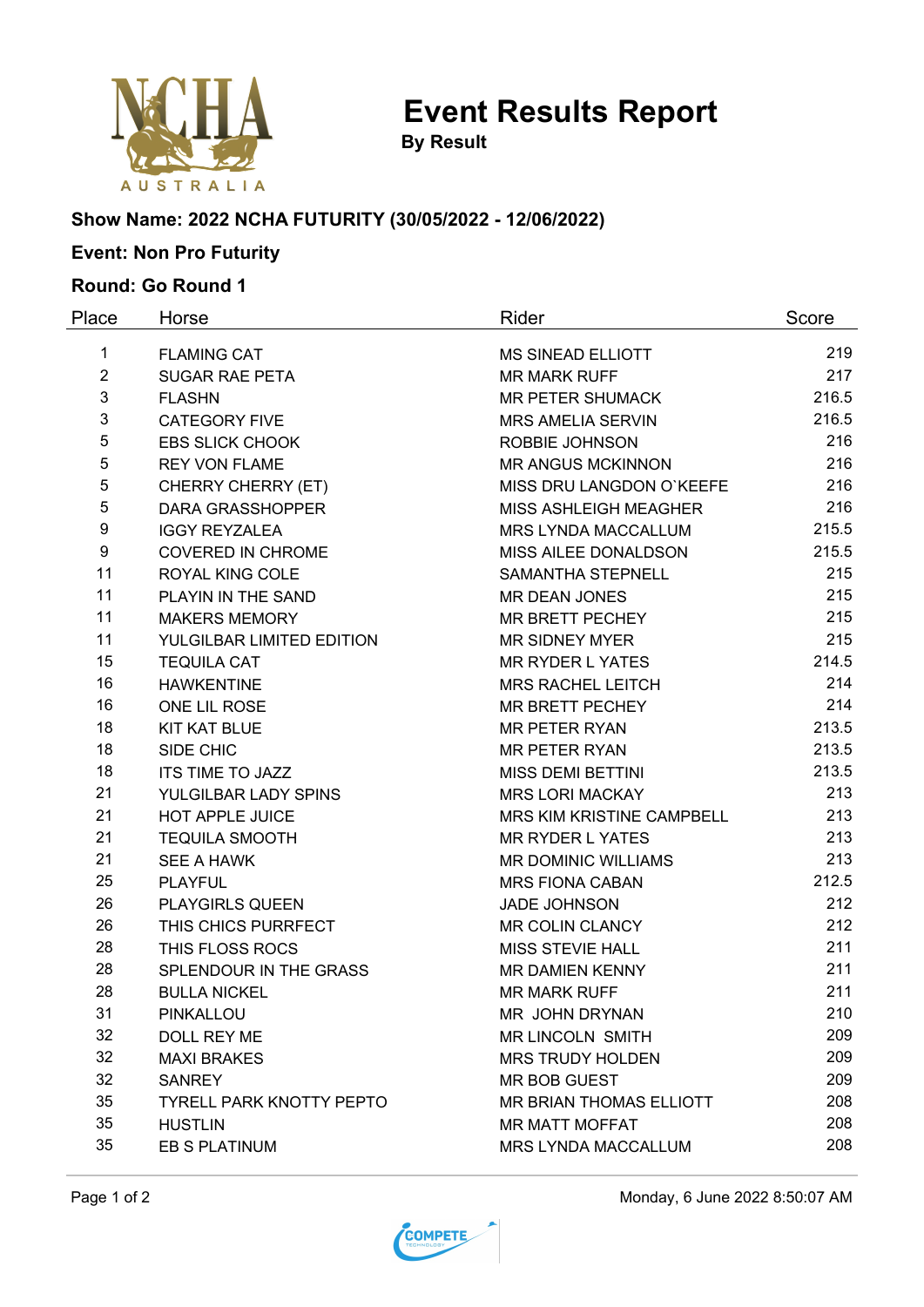# Event Results Report

**By Result**

### Show Name: 2022 NCHA FUTURITY (30/05/2022 - 12/06/2022)

### Event: Non Pro Futurity

### Round: Go Round 1

| Place | Horse | Rider | Score |
|---|---|---|---|
| 1 | FLAMING CAT | MS SINEAD ELLIOTT | 219 |
| 2 | SUGAR RAE PETA | MR MARK RUFF | 217 |
| 3 | FLASHN | MR PETER SHUMACK | 216.5 |
| 3 | CATEGORY FIVE | MRS AMELIA SERVIN | 216.5 |
| 5 | EBS SLICK CHOOK | ROBBIE JOHNSON | 216 |
| 5 | REY VON FLAME | MR ANGUS MCKINNON | 216 |
| 5 | CHERRY CHERRY (ET) | MISS DRU LANGDON O`KEEFE | 216 |
| 5 | DARA GRASSHOPPER | MISS ASHLEIGH MEAGHER | 216 |
| 9 | IGGY REYZALEA | MRS LYNDA MACCALLUM | 215.5 |
| 9 | COVERED IN CHROME | MISS AILEE DONALDSON | 215.5 |
| 11 | ROYAL KING COLE | SAMANTHA STEPNELL | 215 |
| 11 | PLAYIN IN THE SAND | MR DEAN JONES | 215 |
| 11 | MAKERS MEMORY | MR BRETT PECHEY | 215 |
| 11 | YULGILBAR LIMITED EDITION | MR SIDNEY MYER | 215 |
| 15 | TEQUILA CAT | MR RYDER L YATES | 214.5 |
| 16 | HAWKENTINE | MRS RACHEL LEITCH | 214 |
| 16 | ONE LIL ROSE | MR BRETT PECHEY | 214 |
| 18 | KIT KAT BLUE | MR PETER RYAN | 213.5 |
| 18 | SIDE CHIC | MR PETER RYAN | 213.5 |
| 18 | ITS TIME TO JAZZ | MISS DEMI BETTINI | 213.5 |
| 21 | YULGILBAR LADY SPINS | MRS LORI MACKAY | 213 |
| 21 | HOT APPLE JUICE | MRS KIM KRISTINE CAMPBELL | 213 |
| 21 | TEQUILA SMOOTH | MR RYDER L YATES | 213 |
| 21 | SEE A HAWK | MR DOMINIC WILLIAMS | 213 |
| 25 | PLAYFUL | MRS FIONA CABAN | 212.5 |
| 26 | PLAYGIRLS QUEEN | JADE JOHNSON | 212 |
| 26 | THIS CHICS PURRFECT | MR COLIN CLANCY | 212 |
| 28 | THIS FLOSS ROCS | MISS STEVIE HALL | 211 |
| 28 | SPLENDOUR IN THE GRASS | MR DAMIEN KENNY | 211 |
| 28 | BULLA NICKEL | MR MARK RUFF | 211 |
| 31 | PINKALLOU | MR JOHN DRYNAN | 210 |
| 32 | DOLL REY ME | MR LINCOLN SMITH | 209 |
| 32 | MAXI BRAKES | MRS TRUDY HOLDEN | 209 |
| 32 | SANREY | MR BOB GUEST | 209 |
| 35 | TYRELL PARK KNOTTY PEPTO | MR BRIAN THOMAS ELLIOTT | 208 |
| 35 | HUSTLIN | MR MATT MOFFAT | 208 |
| 35 | EB S PLATINUM | MRS LYNDA MACCALLUM | 208 |

Monday, 6 June 2022 8:50:07 AM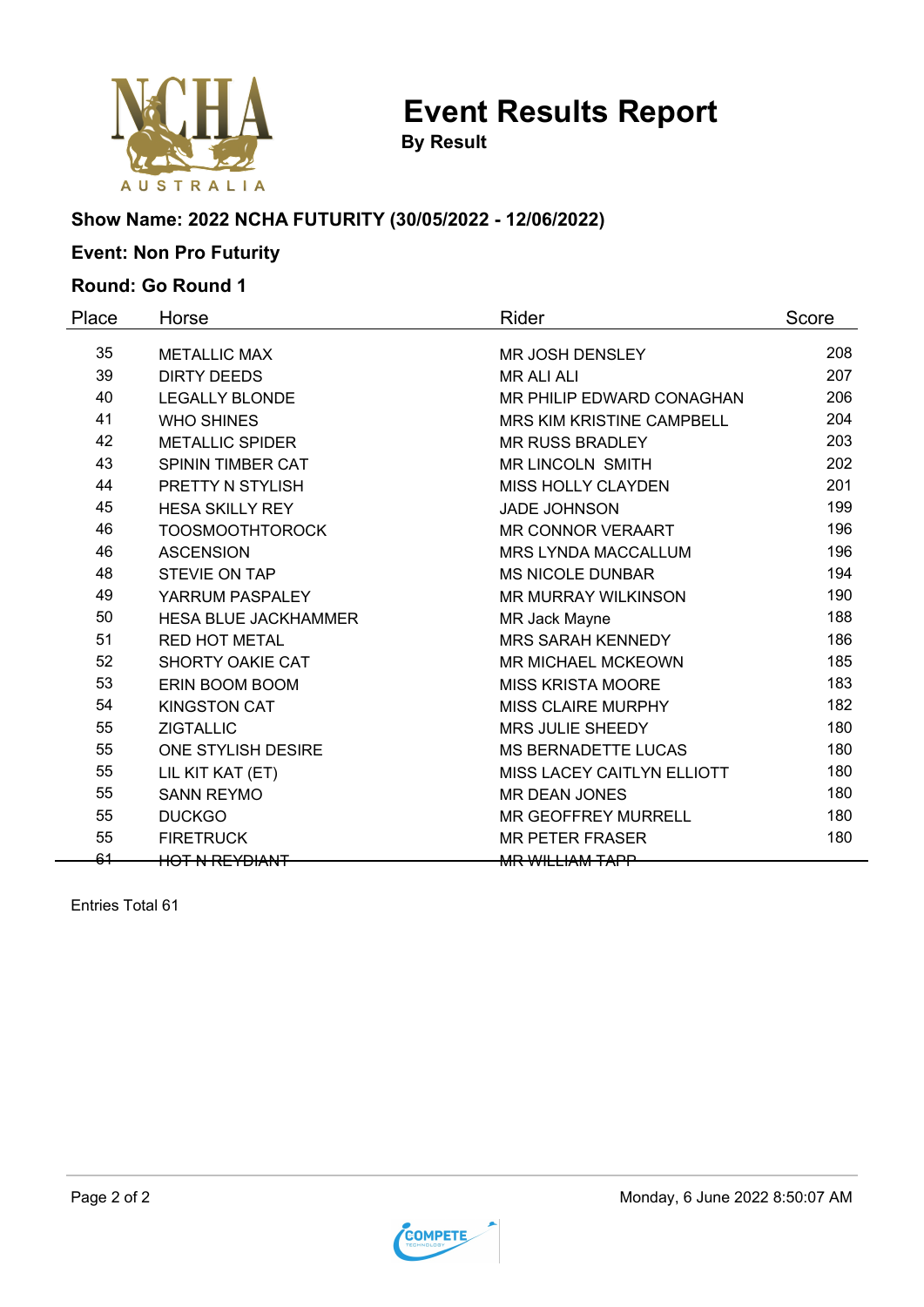# Event Results Report

**By Result**

### Show Name: 2022 NCHA FUTURITY (30/05/2022 - 12/06/2022)

### Event: Non Pro Futurity

### Round: Go Round 1

| Place | Horse | Rider | Score |
|---|---|---|---|
| 35 | METALLIC MAX | MR JOSH DENSLEY | 208 |
| 39 | DIRTY DEEDS | MR ALI ALI | 207 |
| 40 | LEGALLY BLONDE | MR PHILIP EDWARD CONAGHAN | 206 |
| 41 | WHO SHINES | MRS KIM KRISTINE CAMPBELL | 204 |
| 42 | METALLIC SPIDER | MR RUSS BRADLEY | 203 |
| 43 | SPININ TIMBER CAT | MR LINCOLN SMITH | 202 |
| 44 | PRETTY N STYLISH | MISS HOLLY CLAYDEN | 201 |
| 45 | HESA SKILLY REY | JADE JOHNSON | 199 |
| 46 | TOOSMOOTHTOROCK | MR CONNOR VERAART | 196 |
| 46 | ASCENSION | MRS LYNDA MACCALLUM | 196 |
| 48 | STEVIE ON TAP | MS NICOLE DUNBAR | 194 |
| 49 | YARRUM PASPALEY | MR MURRAY WILKINSON | 190 |
| 50 | HESA BLUE JACKHAMMER | MR Jack Mayne | 188 |
| 51 | RED HOT METAL | MRS SARAH KENNEDY | 186 |
| 52 | SHORTY OAKIE CAT | MR MICHAEL MCKEOWN | 185 |
| 53 | ERIN BOOM BOOM | MISS KRISTA MOORE | 183 |
| 54 | KINGSTON CAT | MISS CLAIRE MURPHY | 182 |
| 55 | ZIGTALLIC | MRS JULIE SHEEDY | 180 |
| 55 | ONE STYLISH DESIRE | MS BERNADETTE LUCAS | 180 |
| 55 | LIL KIT KAT (ET) | MISS LACEY CAITLYN ELLIOTT | 180 |
| 55 | SANN REYMO | MR DEAN JONES | 180 |
| 55 | DUCKGO | MR GEOFFREY MURRELL | 180 |
| 55 | FIRETRUCK | MR PETER FRASER | 180 |
| ~~61~~ | ~~HOT N REYDIANT~~ | ~~MR WILLIAM TAPP~~ | |

Entries Total 61

Monday, 6 June 2022 8:50:07 AM